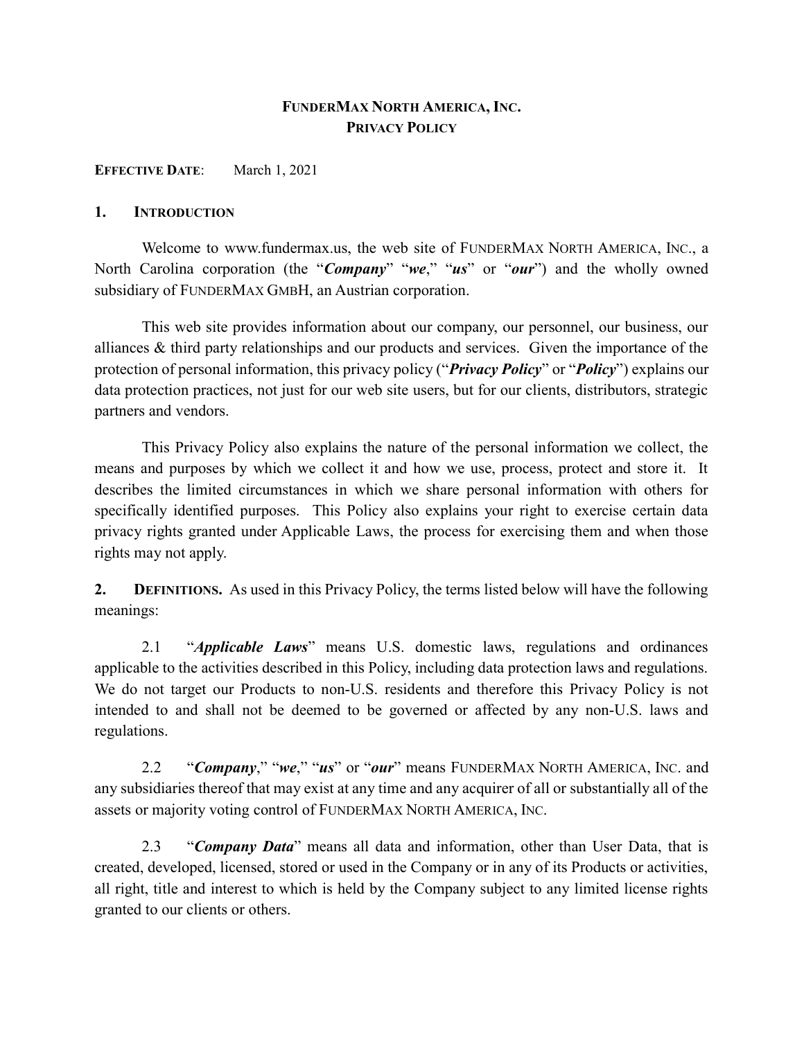# FUNDERMAX NORTH AMERICA, INC.
# PRIVACY POLICY

**EFFECTIVE DATE**: March 1, 2021

## 1. INTRODUCTION

Welcome to www.fundermax.us, the web site of FUNDERMAX NORTH AMERICA, INC., a North Carolina corporation (the "***Company***" "***we***," "***us***" or "***our***") and the wholly owned subsidiary of FUNDERMAX GMBH, an Austrian corporation.

This web site provides information about our company, our personnel, our business, our alliances & third party relationships and our products and services. Given the importance of the protection of personal information, this privacy policy ("***Privacy Policy***" or "***Policy***") explains our data protection practices, not just for our web site users, but for our clients, distributors, strategic partners and vendors.

This Privacy Policy also explains the nature of the personal information we collect, the means and purposes by which we collect it and how we use, process, protect and store it. It describes the limited circumstances in which we share personal information with others for specifically identified purposes. This Policy also explains your right to exercise certain data privacy rights granted under Applicable Laws, the process for exercising them and when those rights may not apply.

**2. DEFINITIONS.** As used in this Privacy Policy, the terms listed below will have the following meanings:

2.1 "***Applicable Laws***" means U.S. domestic laws, regulations and ordinances applicable to the activities described in this Policy, including data protection laws and regulations. We do not target our Products to non-U.S. residents and therefore this Privacy Policy is not intended to and shall not be deemed to be governed or affected by any non-U.S. laws and regulations.

2.2 "***Company***," "***we***," "***us***" or "***our***" means FUNDERMAX NORTH AMERICA, INC. and any subsidiaries thereof that may exist at any time and any acquirer of all or substantially all of the assets or majority voting control of FUNDERMAX NORTH AMERICA, INC.

2.3 "***Company Data***" means all data and information, other than User Data, that is created, developed, licensed, stored or used in the Company or in any of its Products or activities, all right, title and interest to which is held by the Company subject to any limited license rights granted to our clients or others.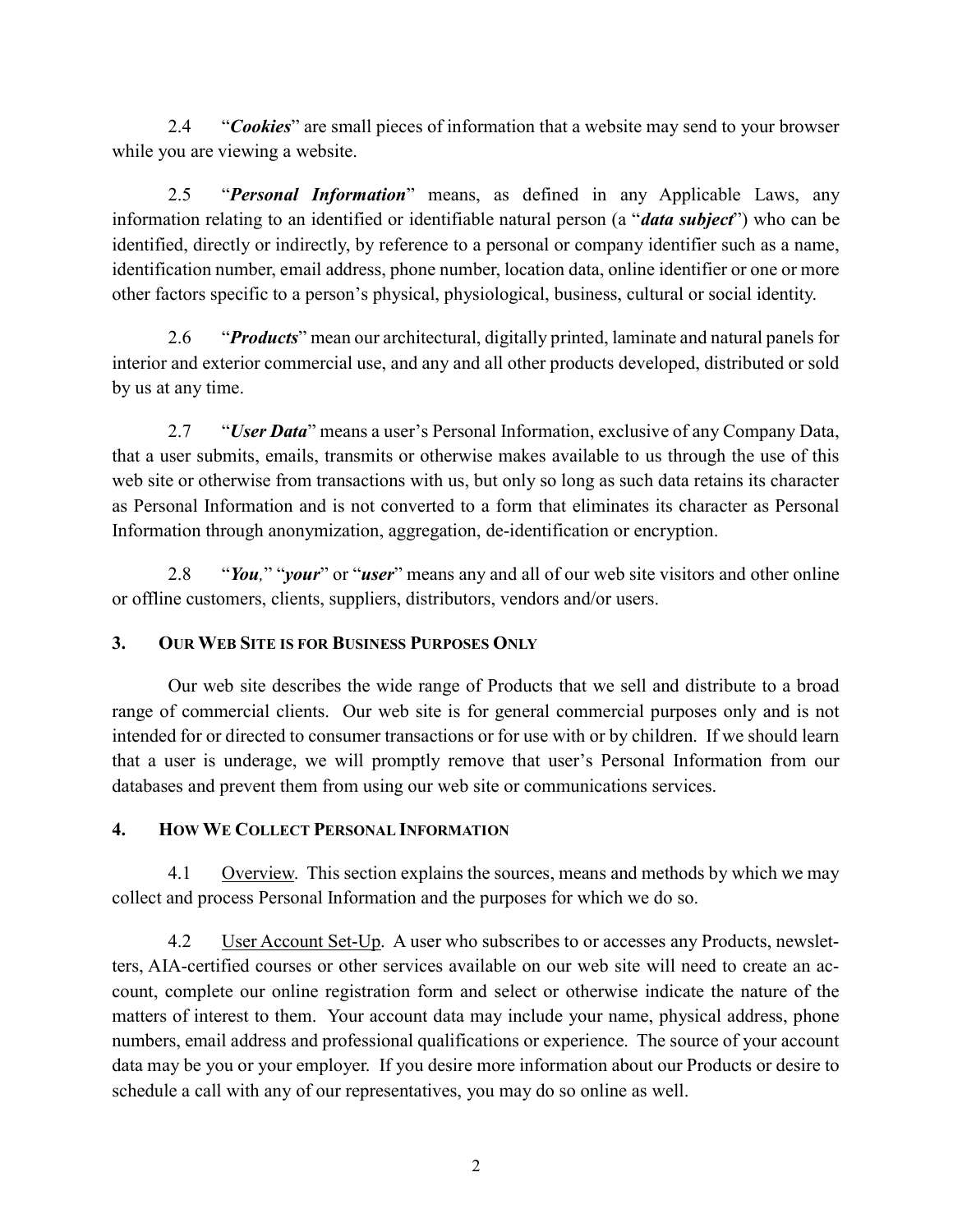2.4 "***Cookies***" are small pieces of information that a website may send to your browser while you are viewing a website.

2.5 "***Personal Information***" means, as defined in any Applicable Laws, any information relating to an identified or identifiable natural person (a "***data subject***") who can be identified, directly or indirectly, by reference to a personal or company identifier such as a name, identification number, email address, phone number, location data, online identifier or one or more other factors specific to a person's physical, physiological, business, cultural or social identity.

2.6 "***Products***" mean our architectural, digitally printed, laminate and natural panels for interior and exterior commercial use, and any and all other products developed, distributed or sold by us at any time.

2.7 "***User Data***" means a user's Personal Information, exclusive of any Company Data, that a user submits, emails, transmits or otherwise makes available to us through the use of this web site or otherwise from transactions with us, but only so long as such data retains its character as Personal Information and is not converted to a form that eliminates its character as Personal Information through anonymization, aggregation, de-identification or encryption.

2.8 "***You,***" "***your***" or "***user***" means any and all of our web site visitors and other online or offline customers, clients, suppliers, distributors, vendors and/or users.

## 3. Our Web Site is for Business Purposes Only

Our web site describes the wide range of Products that we sell and distribute to a broad range of commercial clients. Our web site is for general commercial purposes only and is not intended for or directed to consumer transactions or for use with or by children. If we should learn that a user is underage, we will promptly remove that user's Personal Information from our databases and prevent them from using our web site or communications services.

## 4. How We Collect Personal Information

4.1 Overview. This section explains the sources, means and methods by which we may collect and process Personal Information and the purposes for which we do so.

4.2 User Account Set-Up. A user who subscribes to or accesses any Products, newsletters, AIA-certified courses or other services available on our web site will need to create an account, complete our online registration form and select or otherwise indicate the nature of the matters of interest to them. Your account data may include your name, physical address, phone numbers, email address and professional qualifications or experience. The source of your account data may be you or your employer. If you desire more information about our Products or desire to schedule a call with any of our representatives, you may do so online as well.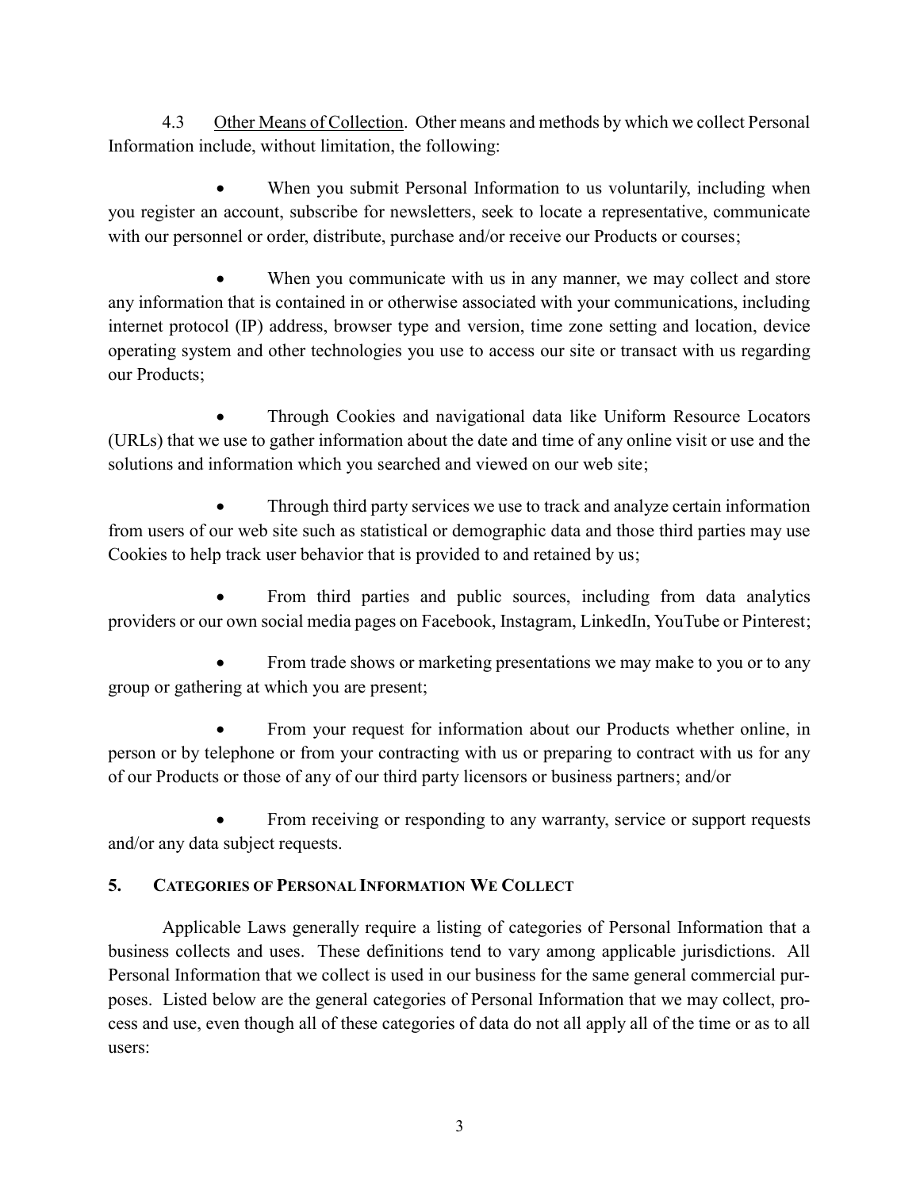4.3 Other Means of Collection. Other means and methods by which we collect Personal Information include, without limitation, the following:

- When you submit Personal Information to us voluntarily, including when you register an account, subscribe for newsletters, seek to locate a representative, communicate with our personnel or order, distribute, purchase and/or receive our Products or courses;
- When you communicate with us in any manner, we may collect and store any information that is contained in or otherwise associated with your communications, including internet protocol (IP) address, browser type and version, time zone setting and location, device operating system and other technologies you use to access our site or transact with us regarding our Products;
- Through Cookies and navigational data like Uniform Resource Locators (URLs) that we use to gather information about the date and time of any online visit or use and the solutions and information which you searched and viewed on our web site;
- Through third party services we use to track and analyze certain information from users of our web site such as statistical or demographic data and those third parties may use Cookies to help track user behavior that is provided to and retained by us;
- From third parties and public sources, including from data analytics providers or our own social media pages on Facebook, Instagram, LinkedIn, YouTube or Pinterest;
- From trade shows or marketing presentations we may make to you or to any group or gathering at which you are present;
- From your request for information about our Products whether online, in person or by telephone or from your contracting with us or preparing to contract with us for any of our Products or those of any of our third party licensors or business partners; and/or
- From receiving or responding to any warranty, service or support requests and/or any data subject requests.

## 5. CATEGORIES OF PERSONAL INFORMATION WE COLLECT

Applicable Laws generally require a listing of categories of Personal Information that a business collects and uses. These definitions tend to vary among applicable jurisdictions. All Personal Information that we collect is used in our business for the same general commercial purposes. Listed below are the general categories of Personal Information that we may collect, process and use, even though all of these categories of data do not all apply all of the time or as to all users: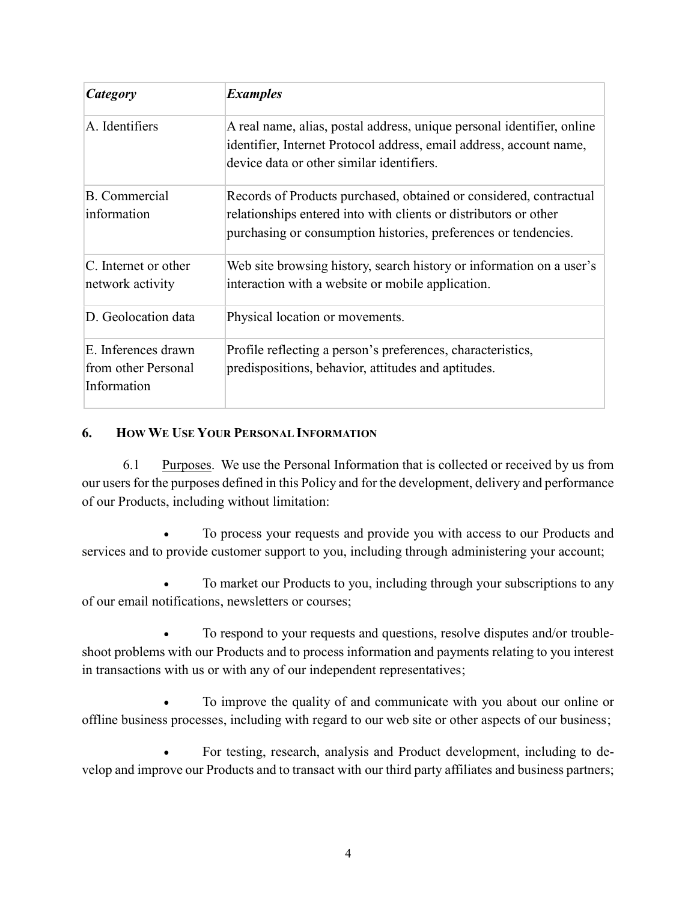| *Category* | *Examples* |
| --- | --- |
| A. Identifiers | A real name, alias, postal address, unique personal identifier, online identifier, Internet Protocol address, email address, account name, device data or other similar identifiers. |
| B. Commercial information | Records of Products purchased, obtained or considered, contractual relationships entered into with clients or distributors or other purchasing or consumption histories, preferences or tendencies. |
| C. Internet or other network activity | Web site browsing history, search history or information on a user's interaction with a website or mobile application. |
| D. Geolocation data | Physical location or movements. |
| E. Inferences drawn from other Personal Information | Profile reflecting a person's preferences, characteristics, predispositions, behavior, attitudes and aptitudes. |

## 6. HOW WE USE YOUR PERSONAL INFORMATION

6.1 Purposes. We use the Personal Information that is collected or received by us from our users for the purposes defined in this Policy and for the development, delivery and performance of our Products, including without limitation:

- To process your requests and provide you with access to our Products and services and to provide customer support to you, including through administering your account;
- To market our Products to you, including through your subscriptions to any of our email notifications, newsletters or courses;
- To respond to your requests and questions, resolve disputes and/or trouble-shoot problems with our Products and to process information and payments relating to you interest in transactions with us or with any of our independent representatives;
- To improve the quality of and communicate with you about our online or offline business processes, including with regard to our web site or other aspects of our business;
- For testing, research, analysis and Product development, including to develop and improve our Products and to transact with our third party affiliates and business partners;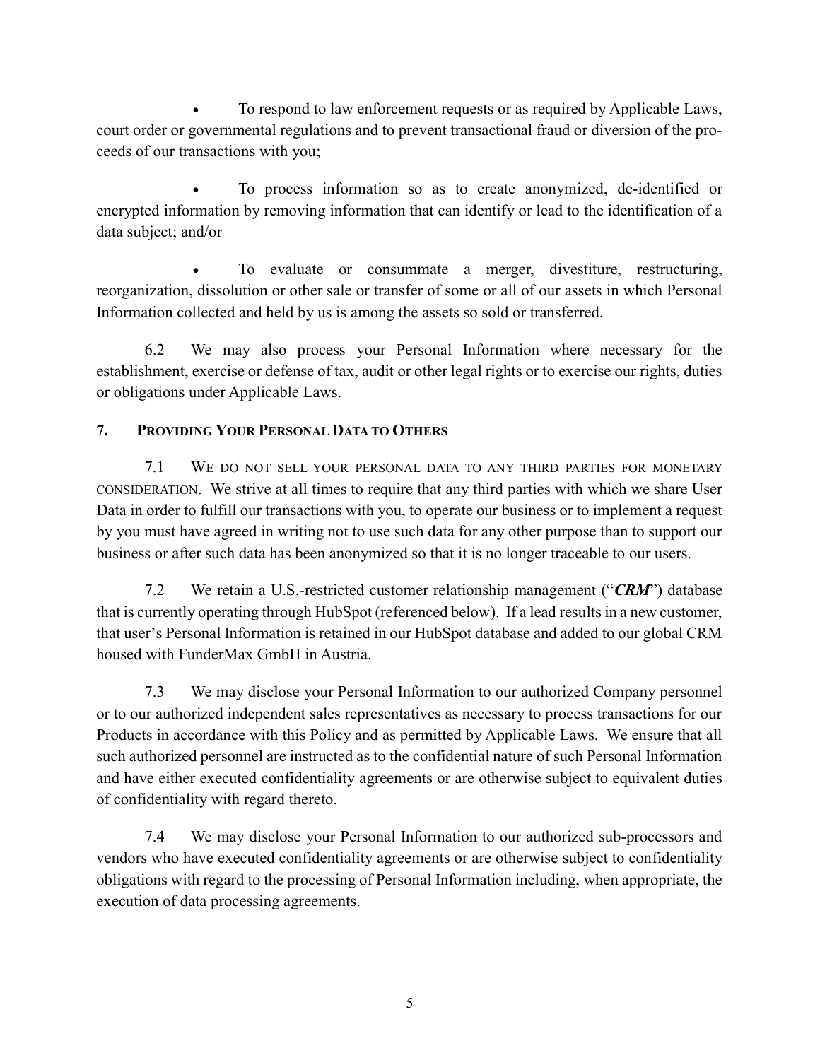- To respond to law enforcement requests or as required by Applicable Laws, court order or governmental regulations and to prevent transactional fraud or diversion of the proceeds of our transactions with you;

- To process information so as to create anonymized, de-identified or encrypted information by removing information that can identify or lead to the identification of a data subject; and/or

- To evaluate or consummate a merger, divestiture, restructuring, reorganization, dissolution or other sale or transfer of some or all of our assets in which Personal Information collected and held by us is among the assets so sold or transferred.

6.2 We may also process your Personal Information where necessary for the establishment, exercise or defense of tax, audit or other legal rights or to exercise our rights, duties or obligations under Applicable Laws.

## 7. PROVIDING YOUR PERSONAL DATA TO OTHERS

7.1 WE DO NOT SELL YOUR PERSONAL DATA TO ANY THIRD PARTIES FOR MONETARY CONSIDERATION. We strive at all times to require that any third parties with which we share User Data in order to fulfill our transactions with you, to operate our business or to implement a request by you must have agreed in writing not to use such data for any other purpose than to support our business or after such data has been anonymized so that it is no longer traceable to our users.

7.2 We retain a U.S.-restricted customer relationship management ("***CRM***") database that is currently operating through HubSpot (referenced below). If a lead results in a new customer, that user's Personal Information is retained in our HubSpot database and added to our global CRM housed with FunderMax GmbH in Austria.

7.3 We may disclose your Personal Information to our authorized Company personnel or to our authorized independent sales representatives as necessary to process transactions for our Products in accordance with this Policy and as permitted by Applicable Laws. We ensure that all such authorized personnel are instructed as to the confidential nature of such Personal Information and have either executed confidentiality agreements or are otherwise subject to equivalent duties of confidentiality with regard thereto.

7.4 We may disclose your Personal Information to our authorized sub-processors and vendors who have executed confidentiality agreements or are otherwise subject to confidentiality obligations with regard to the processing of Personal Information including, when appropriate, the execution of data processing agreements.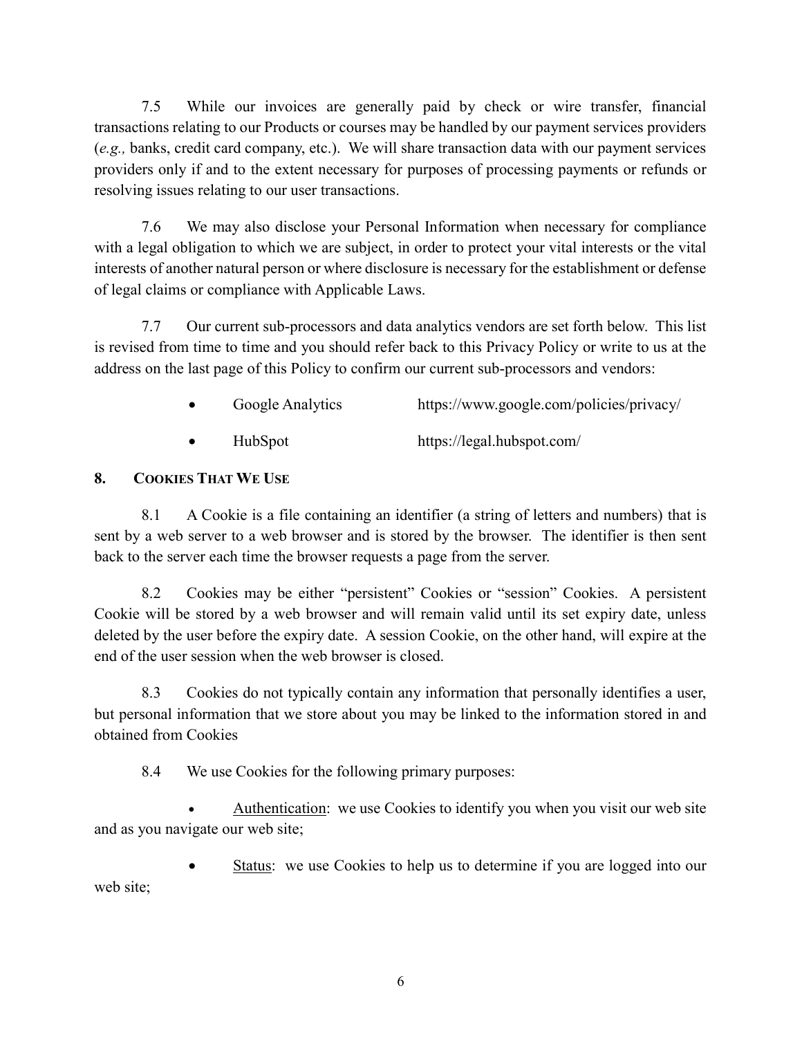7.5 While our invoices are generally paid by check or wire transfer, financial transactions relating to our Products or courses may be handled by our payment services providers (*e.g.,* banks, credit card company, etc.). We will share transaction data with our payment services providers only if and to the extent necessary for purposes of processing payments or refunds or resolving issues relating to our user transactions.

7.6 We may also disclose your Personal Information when necessary for compliance with a legal obligation to which we are subject, in order to protect your vital interests or the vital interests of another natural person or where disclosure is necessary for the establishment or defense of legal claims or compliance with Applicable Laws.

7.7 Our current sub-processors and data analytics vendors are set forth below. This list is revised from time to time and you should refer back to this Privacy Policy or write to us at the address on the last page of this Policy to confirm our current sub-processors and vendors:

- Google Analytics https://www.google.com/policies/privacy/
- HubSpot https://legal.hubspot.com/

## 8. COOKIES THAT WE USE

8.1 A Cookie is a file containing an identifier (a string of letters and numbers) that is sent by a web server to a web browser and is stored by the browser. The identifier is then sent back to the server each time the browser requests a page from the server.

8.2 Cookies may be either "persistent" Cookies or "session" Cookies. A persistent Cookie will be stored by a web browser and will remain valid until its set expiry date, unless deleted by the user before the expiry date. A session Cookie, on the other hand, will expire at the end of the user session when the web browser is closed.

8.3 Cookies do not typically contain any information that personally identifies a user, but personal information that we store about you may be linked to the information stored in and obtained from Cookies

8.4 We use Cookies for the following primary purposes:

- Authentication: we use Cookies to identify you when you visit our web site and as you navigate our web site;
- Status: we use Cookies to help us to determine if you are logged into our web site;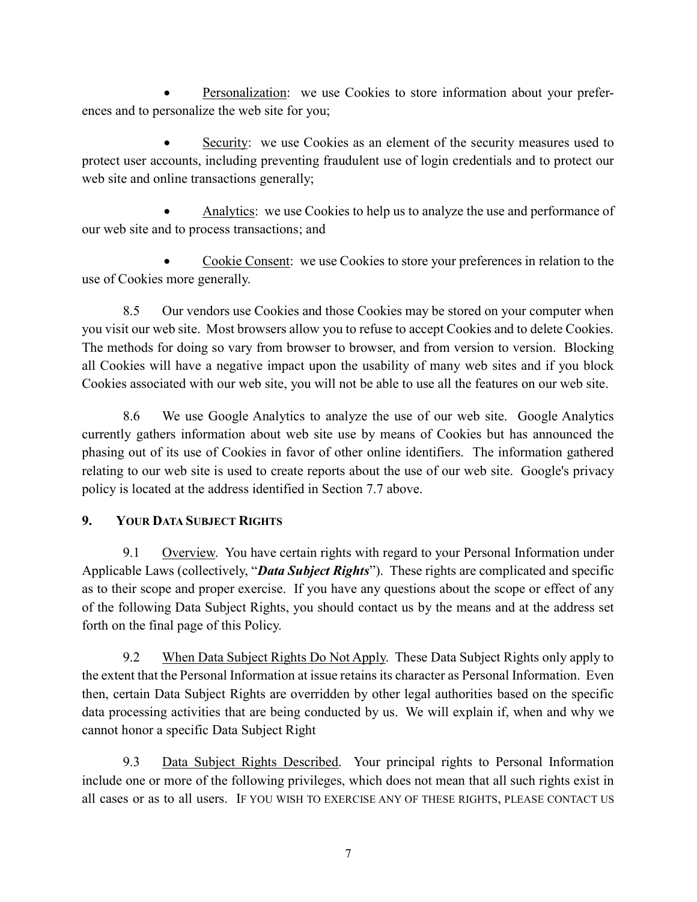- Personalization: we use Cookies to store information about your preferences and to personalize the web site for you;

- Security: we use Cookies as an element of the security measures used to protect user accounts, including preventing fraudulent use of login credentials and to protect our web site and online transactions generally;

- Analytics: we use Cookies to help us to analyze the use and performance of our web site and to process transactions; and

- Cookie Consent: we use Cookies to store your preferences in relation to the use of Cookies more generally.

8.5 Our vendors use Cookies and those Cookies may be stored on your computer when you visit our web site. Most browsers allow you to refuse to accept Cookies and to delete Cookies. The methods for doing so vary from browser to browser, and from version to version. Blocking all Cookies will have a negative impact upon the usability of many web sites and if you block Cookies associated with our web site, you will not be able to use all the features on our web site.

8.6 We use Google Analytics to analyze the use of our web site. Google Analytics currently gathers information about web site use by means of Cookies but has announced the phasing out of its use of Cookies in favor of other online identifiers. The information gathered relating to our web site is used to create reports about the use of our web site. Google's privacy policy is located at the address identified in Section 7.7 above.

## 9. YOUR DATA SUBJECT RIGHTS

9.1 Overview. You have certain rights with regard to your Personal Information under Applicable Laws (collectively, "***Data Subject Rights***"). These rights are complicated and specific as to their scope and proper exercise. If you have any questions about the scope or effect of any of the following Data Subject Rights, you should contact us by the means and at the address set forth on the final page of this Policy.

9.2 When Data Subject Rights Do Not Apply. These Data Subject Rights only apply to the extent that the Personal Information at issue retains its character as Personal Information. Even then, certain Data Subject Rights are overridden by other legal authorities based on the specific data processing activities that are being conducted by us. We will explain if, when and why we cannot honor a specific Data Subject Right

9.3 Data Subject Rights Described. Your principal rights to Personal Information include one or more of the following privileges, which does not mean that all such rights exist in all cases or as to all users. IF YOU WISH TO EXERCISE ANY OF THESE RIGHTS, PLEASE CONTACT US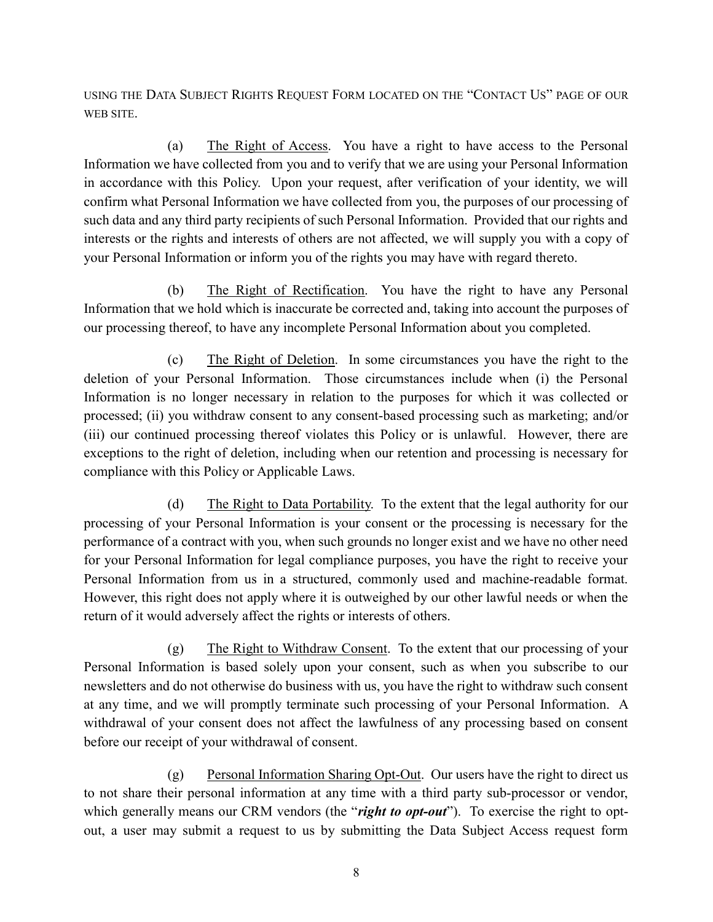USING THE DATA SUBJECT RIGHTS REQUEST FORM LOCATED ON THE "CONTACT US" PAGE OF OUR WEB SITE.

(a) The Right of Access. You have a right to have access to the Personal Information we have collected from you and to verify that we are using your Personal Information in accordance with this Policy. Upon your request, after verification of your identity, we will confirm what Personal Information we have collected from you, the purposes of our processing of such data and any third party recipients of such Personal Information. Provided that our rights and interests or the rights and interests of others are not affected, we will supply you with a copy of your Personal Information or inform you of the rights you may have with regard thereto.

(b) The Right of Rectification. You have the right to have any Personal Information that we hold which is inaccurate be corrected and, taking into account the purposes of our processing thereof, to have any incomplete Personal Information about you completed.

(c) The Right of Deletion. In some circumstances you have the right to the deletion of your Personal Information. Those circumstances include when (i) the Personal Information is no longer necessary in relation to the purposes for which it was collected or processed; (ii) you withdraw consent to any consent-based processing such as marketing; and/or (iii) our continued processing thereof violates this Policy or is unlawful. However, there are exceptions to the right of deletion, including when our retention and processing is necessary for compliance with this Policy or Applicable Laws.

(d) The Right to Data Portability. To the extent that the legal authority for our processing of your Personal Information is your consent or the processing is necessary for the performance of a contract with you, when such grounds no longer exist and we have no other need for your Personal Information for legal compliance purposes, you have the right to receive your Personal Information from us in a structured, commonly used and machine-readable format. However, this right does not apply where it is outweighed by our other lawful needs or when the return of it would adversely affect the rights or interests of others.

(g) The Right to Withdraw Consent. To the extent that our processing of your Personal Information is based solely upon your consent, such as when you subscribe to our newsletters and do not otherwise do business with us, you have the right to withdraw such consent at any time, and we will promptly terminate such processing of your Personal Information. A withdrawal of your consent does not affect the lawfulness of any processing based on consent before our receipt of your withdrawal of consent.

(g) Personal Information Sharing Opt-Out. Our users have the right to direct us to not share their personal information at any time with a third party sub-processor or vendor, which generally means our CRM vendors (the "***right to opt-out***"). To exercise the right to opt-out, a user may submit a request to us by submitting the Data Subject Access request form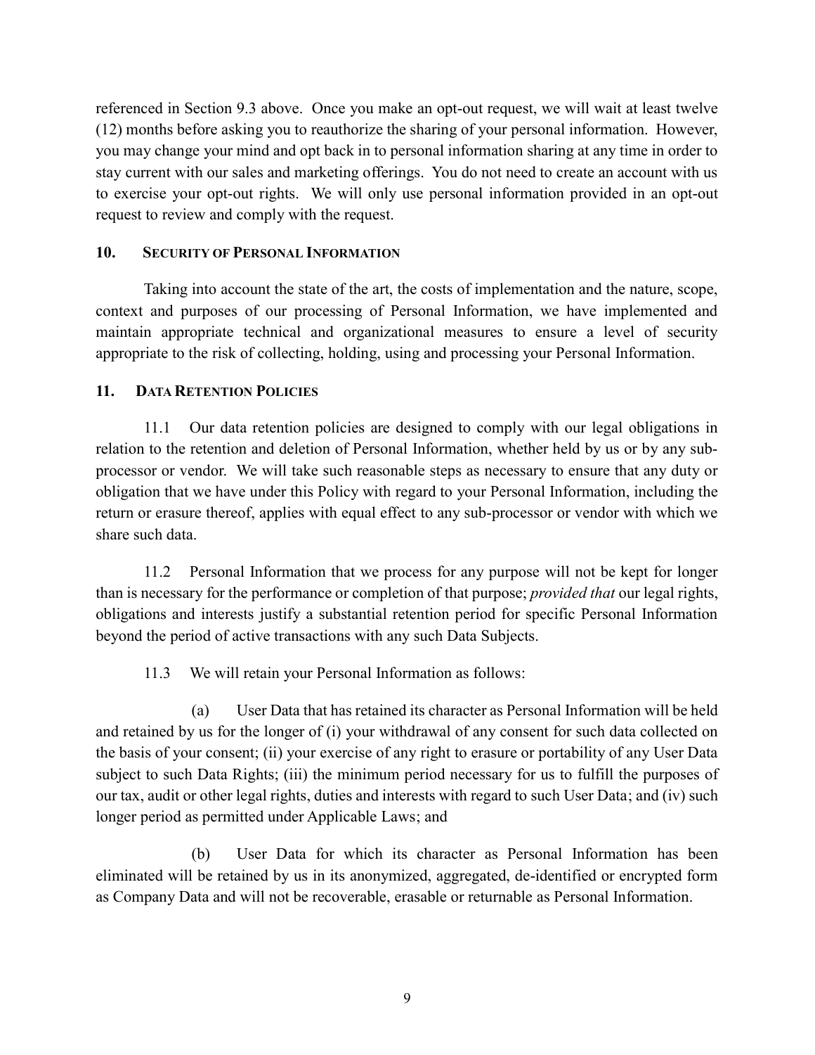referenced in Section 9.3 above. Once you make an opt-out request, we will wait at least twelve (12) months before asking you to reauthorize the sharing of your personal information. However, you may change your mind and opt back in to personal information sharing at any time in order to stay current with our sales and marketing offerings. You do not need to create an account with us to exercise your opt-out rights. We will only use personal information provided in an opt-out request to review and comply with the request.

## 10. SECURITY OF PERSONAL INFORMATION

Taking into account the state of the art, the costs of implementation and the nature, scope, context and purposes of our processing of Personal Information, we have implemented and maintain appropriate technical and organizational measures to ensure a level of security appropriate to the risk of collecting, holding, using and processing your Personal Information.

## 11. DATA RETENTION POLICIES

11.1 Our data retention policies are designed to comply with our legal obligations in relation to the retention and deletion of Personal Information, whether held by us or by any sub-processor or vendor. We will take such reasonable steps as necessary to ensure that any duty or obligation that we have under this Policy with regard to your Personal Information, including the return or erasure thereof, applies with equal effect to any sub-processor or vendor with which we share such data.

11.2 Personal Information that we process for any purpose will not be kept for longer than is necessary for the performance or completion of that purpose; *provided that* our legal rights, obligations and interests justify a substantial retention period for specific Personal Information beyond the period of active transactions with any such Data Subjects.

11.3 We will retain your Personal Information as follows:

(a) User Data that has retained its character as Personal Information will be held and retained by us for the longer of (i) your withdrawal of any consent for such data collected on the basis of your consent; (ii) your exercise of any right to erasure or portability of any User Data subject to such Data Rights; (iii) the minimum period necessary for us to fulfill the purposes of our tax, audit or other legal rights, duties and interests with regard to such User Data; and (iv) such longer period as permitted under Applicable Laws; and

(b) User Data for which its character as Personal Information has been eliminated will be retained by us in its anonymized, aggregated, de-identified or encrypted form as Company Data and will not be recoverable, erasable or returnable as Personal Information.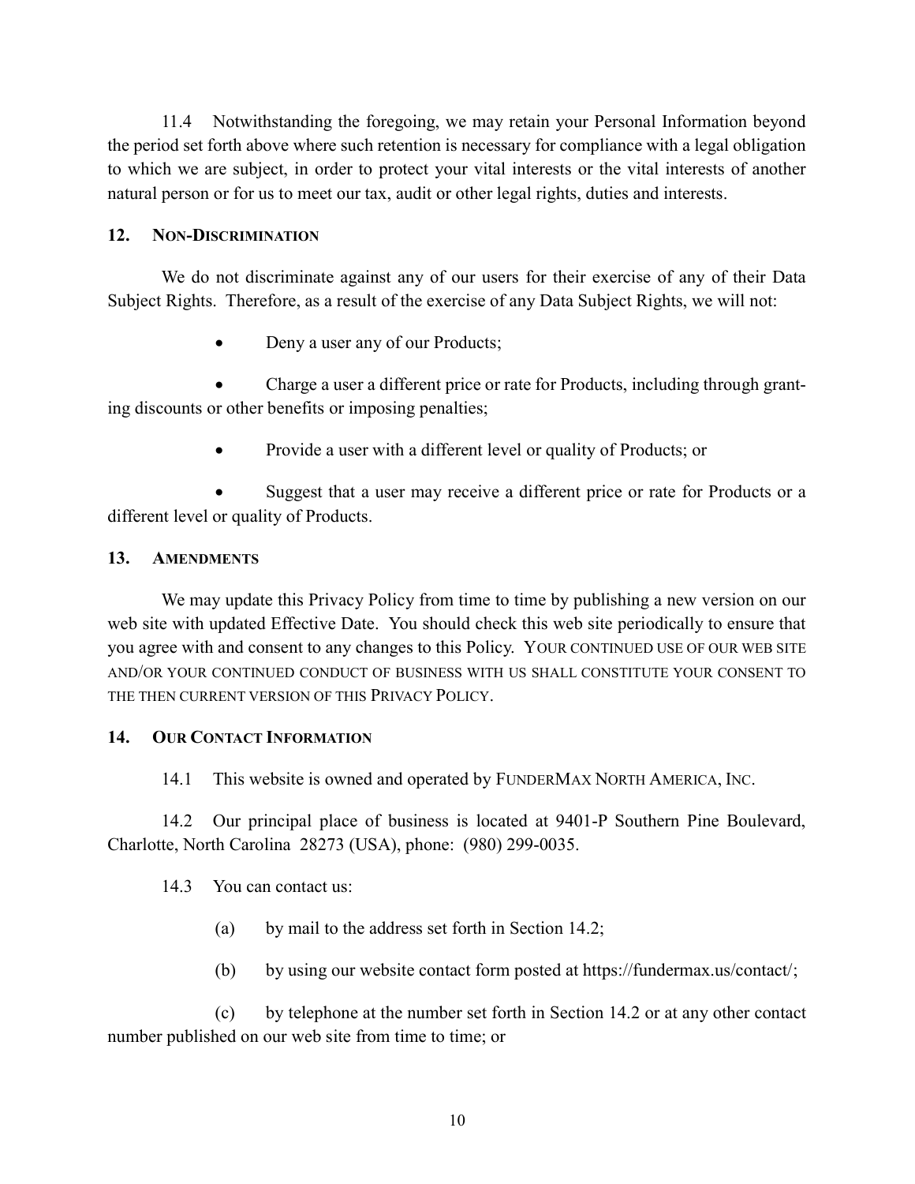11.4 Notwithstanding the foregoing, we may retain your Personal Information beyond the period set forth above where such retention is necessary for compliance with a legal obligation to which we are subject, in order to protect your vital interests or the vital interests of another natural person or for us to meet our tax, audit or other legal rights, duties and interests.

## 12. Non-Discrimination

We do not discriminate against any of our users for their exercise of any of their Data Subject Rights. Therefore, as a result of the exercise of any Data Subject Rights, we will not:

- Deny a user any of our Products;
- Charge a user a different price or rate for Products, including through granting discounts or other benefits or imposing penalties;
- Provide a user with a different level or quality of Products; or
- Suggest that a user may receive a different price or rate for Products or a different level or quality of Products.

## 13. Amendments

We may update this Privacy Policy from time to time by publishing a new version on our web site with updated Effective Date. You should check this web site periodically to ensure that you agree with and consent to any changes to this Policy. YOUR CONTINUED USE OF OUR WEB SITE AND/OR YOUR CONTINUED CONDUCT OF BUSINESS WITH US SHALL CONSTITUTE YOUR CONSENT TO THE THEN CURRENT VERSION OF THIS PRIVACY POLICY.

## 14. Our Contact Information

14.1 This website is owned and operated by FUNDERMAX NORTH AMERICA, INC.

14.2 Our principal place of business is located at 9401-P Southern Pine Boulevard, Charlotte, North Carolina 28273 (USA), phone: (980) 299-0035.

14.3 You can contact us:

(a) by mail to the address set forth in Section 14.2;

(b) by using our website contact form posted at https://fundermax.us/contact/;

(c) by telephone at the number set forth in Section 14.2 or at any other contact number published on our web site from time to time; or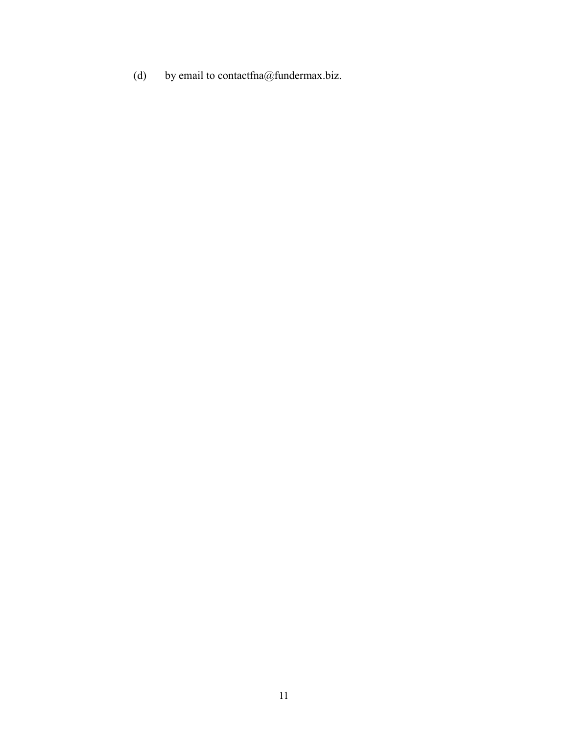(d) by email to contactfna@fundermax.biz.